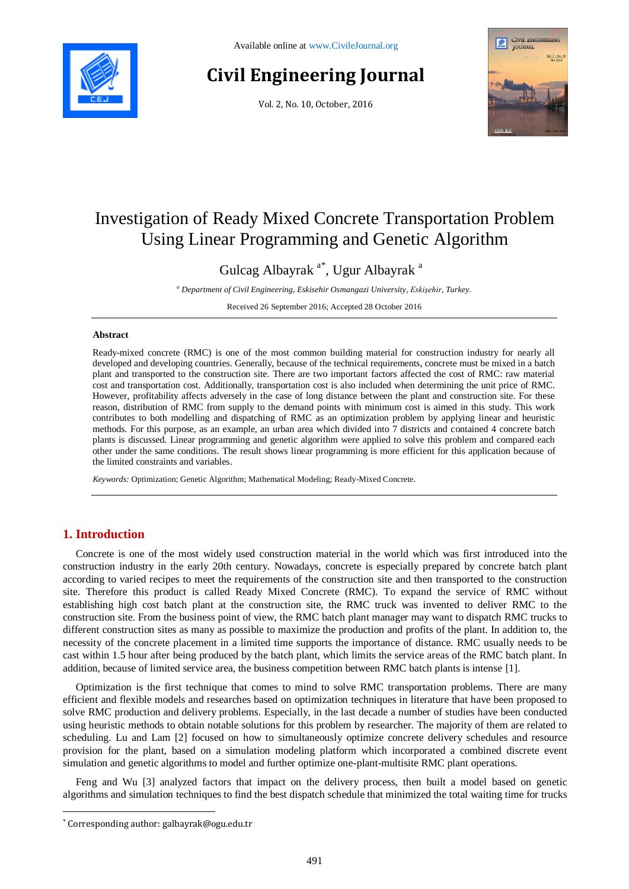# Investigation of Ready Mixed Concrete Transportation Problem Using Linear Programming and Genetic Algorithm

Gulcag Albayrak [a*], Ugur Albayrak [a]

[a] *Department of Civil Engineering, Eskisehir Osmangazi University, Eskişehir, Turkey.*

Received 26 September 2016; Accepted 28 October 2016

---

## Abstract

Ready-mixed concrete (RMC) is one of the most common building material for construction industry for nearly all developed and developing countries. Generally, because of the technical requirements, concrete must be mixed in a batch plant and transported to the construction site. There are two important factors affected the cost of RMC: raw material cost and transportation cost. Additionally, transportation cost is also included when determining the unit price of RMC. However, profitability affects adversely in the case of long distance between the plant and construction site. For these reason, distribution of RMC from supply to the demand points with minimum cost is aimed in this study. This work contributes to both modelling and dispatching of RMC as an optimization problem by applying linear and heuristic methods. For this purpose, as an example, an urban area which divided into 7 districts and contained 4 concrete batch plants is discussed. Linear programming and genetic algorithm were applied to solve this problem and compared each other under the same conditions. The result shows linear programming is more efficient for this application because of the limited constraints and variables.

*Keywords:* Optimization; Genetic Algorithm; Mathematical Modeling; Ready-Mixed Concrete.

---

## 1. Introduction

Concrete is one of the most widely used construction material in the world which was first introduced into the construction industry in the early 20th century. Nowadays, concrete is especially prepared by concrete batch plant according to varied recipes to meet the requirements of the construction site and then transported to the construction site. Therefore this product is called Ready Mixed Concrete (RMC). To expand the service of RMC without establishing high cost batch plant at the construction site, the RMC truck was invented to deliver RMC to the construction site. From the business point of view, the RMC batch plant manager may want to dispatch RMC trucks to different construction sites as many as possible to maximize the production and profits of the plant. In addition to, the necessity of the concrete placement in a limited time supports the importance of distance. RMC usually needs to be cast within 1.5 hour after being produced by the batch plant, which limits the service areas of the RMC batch plant. In addition, because of limited service area, the business competition between RMC batch plants is intense [1].

Optimization is the first technique that comes to mind to solve RMC transportation problems. There are many efficient and flexible models and researches based on optimization techniques in literature that have been proposed to solve RMC production and delivery problems. Especially, in the last decade a number of studies have been conducted using heuristic methods to obtain notable solutions for this problem by researcher. The majority of them are related to scheduling. Lu and Lam [2] focused on how to simultaneously optimize concrete delivery schedules and resource provision for the plant, based on a simulation modeling platform which incorporated a combined discrete event simulation and genetic algorithms to model and further optimize one-plant-multisite RMC plant operations.

Feng and Wu [3] analyzed factors that impact on the delivery process, then built a model based on genetic algorithms and simulation techniques to find the best dispatch schedule that minimized the total waiting time for trucks

---

* Corresponding author: galbayrak@ogu.edu.tr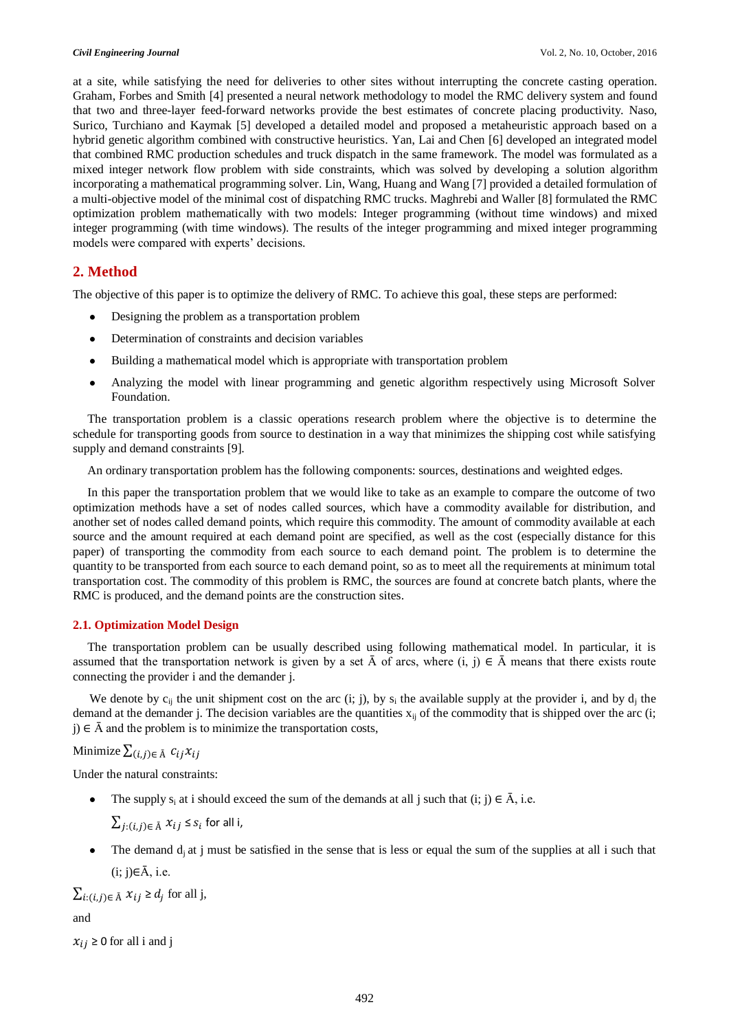at a site, while satisfying the need for deliveries to other sites without interrupting the concrete casting operation. Graham, Forbes and Smith [4] presented a neural network methodology to model the RMC delivery system and found that two and three-layer feed-forward networks provide the best estimates of concrete placing productivity. Naso, Surico, Turchiano and Kaymak [5] developed a detailed model and proposed a metaheuristic approach based on a hybrid genetic algorithm combined with constructive heuristics. Yan, Lai and Chen [6] developed an integrated model that combined RMC production schedules and truck dispatch in the same framework. The model was formulated as a mixed integer network flow problem with side constraints, which was solved by developing a solution algorithm incorporating a mathematical programming solver. Lin, Wang, Huang and Wang [7] provided a detailed formulation of a multi-objective model of the minimal cost of dispatching RMC trucks. Maghrebi and Waller [8] formulated the RMC optimization problem mathematically with two models: Integer programming (without time windows) and mixed integer programming (with time windows). The results of the integer programming and mixed integer programming models were compared with experts' decisions.

## 2. Method

The objective of this paper is to optimize the delivery of RMC. To achieve this goal, these steps are performed:

- Designing the problem as a transportation problem
- Determination of constraints and decision variables
- Building a mathematical model which is appropriate with transportation problem
- Analyzing the model with linear programming and genetic algorithm respectively using Microsoft Solver Foundation.

The transportation problem is a classic operations research problem where the objective is to determine the schedule for transporting goods from source to destination in a way that minimizes the shipping cost while satisfying supply and demand constraints [9].

An ordinary transportation problem has the following components: sources, destinations and weighted edges.

In this paper the transportation problem that we would like to take as an example to compare the outcome of two optimization methods have a set of nodes called sources, which have a commodity available for distribution, and another set of nodes called demand points, which require this commodity. The amount of commodity available at each source and the amount required at each demand point are specified, as well as the cost (especially distance for this paper) of transporting the commodity from each source to each demand point. The problem is to determine the quantity to be transported from each source to each demand point, so as to meet all the requirements at minimum total transportation cost. The commodity of this problem is RMC, the sources are found at concrete batch plants, where the RMC is produced, and the demand points are the construction sites.

### 2.1. Optimization Model Design

The transportation problem can be usually described using following mathematical model. In particular, it is assumed that the transportation network is given by a set $\bar{A}$ of arcs, where $(i, j) \in \bar{A}$ means that there exists route connecting the provider i and the demander j.

We denote by $c_{ij}$ the unit shipment cost on the arc (i; j), by $s_i$ the available supply at the provider i, and by $d_j$ the demand at the demander j. The decision variables are the quantities $x_{ij}$ of the commodity that is shipped over the arc $(i; j) \in \bar{A}$ and the problem is to minimize the transportation costs,

Minimize $\sum_{(i,j)\in \bar{A}} c_{ij}x_{ij}$

Under the natural constraints:

- The supply $s_i$ at i should exceed the sum of the demands at all j such that $(i; j) \in \bar{A}$, i.e.

  $\sum_{j:(i,j)\in \bar{A}} x_{ij} \le s_i$ for all i,

- The demand $d_j$ at j must be satisfied in the sense that is less or equal the sum of the supplies at all i such that $(i; j)\in\bar{A}$, i.e.

$\sum_{i:(i,j)\in \bar{A}} x_{ij} \ge d_j$ for all j,

and

$x_{ij} \ge 0$ for all i and j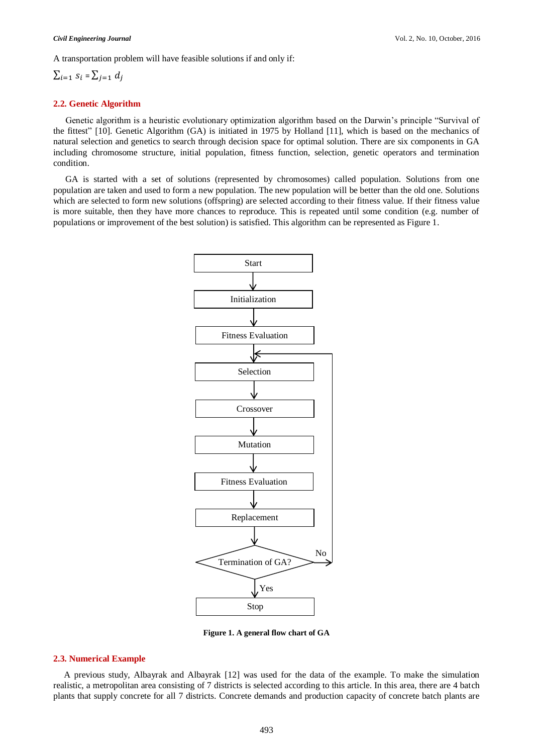A transportation problem will have feasible solutions if and only if:

$$\sum_{i=1} s_i = \sum_{j=1} d_j$$

### 2.2. Genetic Algorithm

Genetic algorithm is a heuristic evolutionary optimization algorithm based on the Darwin's principle "Survival of the fittest" [10]. Genetic Algorithm (GA) is initiated in 1975 by Holland [11], which is based on the mechanics of natural selection and genetics to search through decision space for optimal solution. There are six components in GA including chromosome structure, initial population, fitness function, selection, genetic operators and termination condition.

GA is started with a set of solutions (represented by chromosomes) called population. Solutions from one population are taken and used to form a new population. The new population will be better than the old one. Solutions which are selected to form new solutions (offspring) are selected according to their fitness value. If their fitness value is more suitable, then they have more chances to reproduce. This is repeated until some condition (e.g. number of populations or improvement of the best solution) is satisfied. This algorithm can be represented as Figure 1.

Start → Initialization → Fitness Evaluation → Selection → Crossover → Mutation → Fitness Evaluation → Replacement → Termination of GA? (No → Selection; Yes → Stop)

**Figure 1. A general flow chart of GA**

### 2.3. Numerical Example

A previous study, Albayrak and Albayrak [12] was used for the data of the example. To make the simulation realistic, a metropolitan area consisting of 7 districts is selected according to this article. In this area, there are 4 batch plants that supply concrete for all 7 districts. Concrete demands and production capacity of concrete batch plants are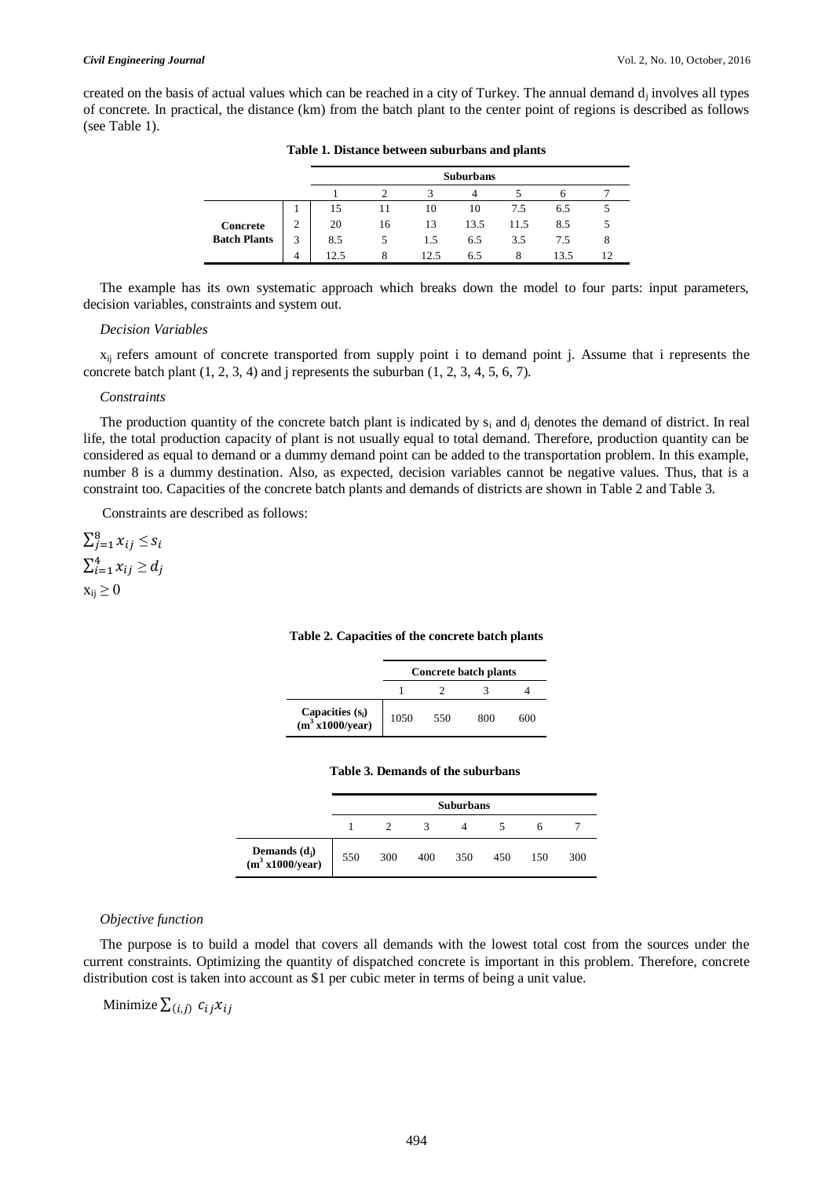created on the basis of actual values which can be reached in a city of Turkey. The annual demand $d_j$ involves all types of concrete. In practical, the distance (km) from the batch plant to the center point of regions is described as follows (see Table 1).

**Table 1. Distance between suburbans and plants**

| | | Suburbans | | | | | | |
|---|---|---|---|---|---|---|---|---|
| | | 1 | 2 | 3 | 4 | 5 | 6 | 7 |
| **Concrete Batch Plants** | 1 | 15 | 11 | 10 | 10 | 7.5 | 6.5 | 5 |
| | 2 | 20 | 16 | 13 | 13.5 | 11.5 | 8.5 | 5 |
| | 3 | 8.5 | 5 | 1.5 | 6.5 | 3.5 | 7.5 | 8 |
| | 4 | 12.5 | 8 | 12.5 | 6.5 | 8 | 13.5 | 12 |

The example has its own systematic approach which breaks down the model to four parts: input parameters, decision variables, constraints and system out.

*Decision Variables*

$x_{ij}$ refers amount of concrete transported from supply point i to demand point j. Assume that i represents the concrete batch plant (1, 2, 3, 4) and j represents the suburban (1, 2, 3, 4, 5, 6, 7).

*Constraints*

The production quantity of the concrete batch plant is indicated by $s_i$ and $d_j$ denotes the demand of district. In real life, the total production capacity of plant is not usually equal to total demand. Therefore, production quantity can be considered as equal to demand or a dummy demand point can be added to the transportation problem. In this example, number 8 is a dummy destination. Also, as expected, decision variables cannot be negative values. Thus, that is a constraint too. Capacities of the concrete batch plants and demands of districts are shown in Table 2 and Table 3.

Constraints are described as follows:

$\sum_{j=1}^{8} x_{ij} \leq s_i$

$\sum_{i=1}^{4} x_{ij} \geq d_j$

$x_{ij} \geq 0$

**Table 2. Capacities of the concrete batch plants**

| | Concrete batch plants | | | |
|---|---|---|---|---|
| | 1 | 2 | 3 | 4 |
| **Capacities ($s_i$) ($m^3$ x1000/year)** | 1050 | 550 | 800 | 600 |

**Table 3. Demands of the suburbans**

| | Suburbans | | | | | | |
|---|---|---|---|---|---|---|---|
| | 1 | 2 | 3 | 4 | 5 | 6 | 7 |
| **Demands ($d_j$) ($m^3$ x1000/year)** | 550 | 300 | 400 | 350 | 450 | 150 | 300 |

*Objective function*

The purpose is to build a model that covers all demands with the lowest total cost from the sources under the current constraints. Optimizing the quantity of dispatched concrete is important in this problem. Therefore, concrete distribution cost is taken into account as \$1 per cubic meter in terms of being a unit value.

Minimize $\sum_{(i,j)} c_{ij} x_{ij}$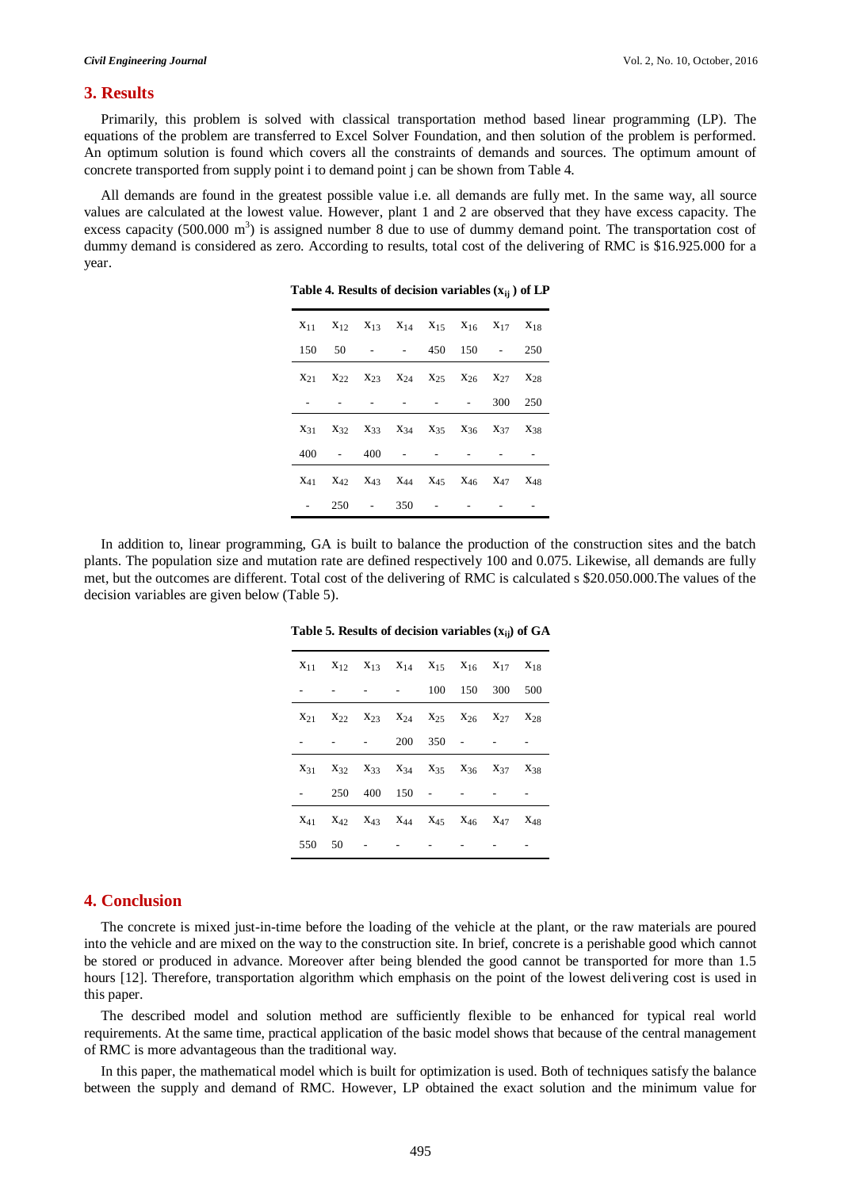## 3. Results

Primarily, this problem is solved with classical transportation method based linear programming (LP). The equations of the problem are transferred to Excel Solver Foundation, and then solution of the problem is performed. An optimum solution is found which covers all the constraints of demands and sources. The optimum amount of concrete transported from supply point i to demand point j can be shown from Table 4.

All demands are found in the greatest possible value i.e. all demands are fully met. In the same way, all source values are calculated at the lowest value. However, plant 1 and 2 are observed that they have excess capacity. The excess capacity (500.000 $m^3$) is assigned number 8 due to use of dummy demand point. The transportation cost of dummy demand is considered as zero. According to results, total cost of the delivering of RMC is $16.925.000 for a year.

**Table 4. Results of decision variables ($x_{ij}$) of LP**

| $x_{11}$ | $x_{12}$ | $x_{13}$ | $x_{14}$ | $x_{15}$ | $x_{16}$ | $x_{17}$ | $x_{18}$ |
|---|---|---|---|---|---|---|---|
| 150 | 50 | - | - | 450 | 150 | - | 250 |
| $x_{21}$ | $x_{22}$ | $x_{23}$ | $x_{24}$ | $x_{25}$ | $x_{26}$ | $x_{27}$ | $x_{28}$ |
| - | - | - | - | - | - | 300 | 250 |
| $x_{31}$ | $x_{32}$ | $x_{33}$ | $x_{34}$ | $x_{35}$ | $x_{36}$ | $x_{37}$ | $x_{38}$ |
| 400 | - | 400 | - | - | - | - | - |
| $x_{41}$ | $x_{42}$ | $x_{43}$ | $x_{44}$ | $x_{45}$ | $x_{46}$ | $x_{47}$ | $x_{48}$ |
| - | 250 | - | 350 | - | - | - | - |

In addition to, linear programming, GA is built to balance the production of the construction sites and the batch plants. The population size and mutation rate are defined respectively 100 and 0.075. Likewise, all demands are fully met, but the outcomes are different. Total cost of the delivering of RMC is calculated s $20.050.000.The values of the decision variables are given below (Table 5).

**Table 5. Results of decision variables ($x_{ij}$) of GA**

| $x_{11}$ | $x_{12}$ | $x_{13}$ | $x_{14}$ | $x_{15}$ | $x_{16}$ | $x_{17}$ | $x_{18}$ |
|---|---|---|---|---|---|---|---|
| - | - | - | - | 100 | 150 | 300 | 500 |
| $x_{21}$ | $x_{22}$ | $x_{23}$ | $x_{24}$ | $x_{25}$ | $x_{26}$ | $x_{27}$ | $x_{28}$ |
| - | - | - | 200 | 350 | - | - | - |
| $x_{31}$ | $x_{32}$ | $x_{33}$ | $x_{34}$ | $x_{35}$ | $x_{36}$ | $x_{37}$ | $x_{38}$ |
| - | 250 | 400 | 150 | - | - | - | - |
| $x_{41}$ | $x_{42}$ | $x_{43}$ | $x_{44}$ | $x_{45}$ | $x_{46}$ | $x_{47}$ | $x_{48}$ |
| 550 | 50 | - | - | - | - | - | - |

## 4. Conclusion

The concrete is mixed just-in-time before the loading of the vehicle at the plant, or the raw materials are poured into the vehicle and are mixed on the way to the construction site. In brief, concrete is a perishable good which cannot be stored or produced in advance. Moreover after being blended the good cannot be transported for more than 1.5 hours [12]. Therefore, transportation algorithm which emphasis on the point of the lowest delivering cost is used in this paper.

The described model and solution method are sufficiently flexible to be enhanced for typical real world requirements. At the same time, practical application of the basic model shows that because of the central management of RMC is more advantageous than the traditional way.

In this paper, the mathematical model which is built for optimization is used. Both of techniques satisfy the balance between the supply and demand of RMC. However, LP obtained the exact solution and the minimum value for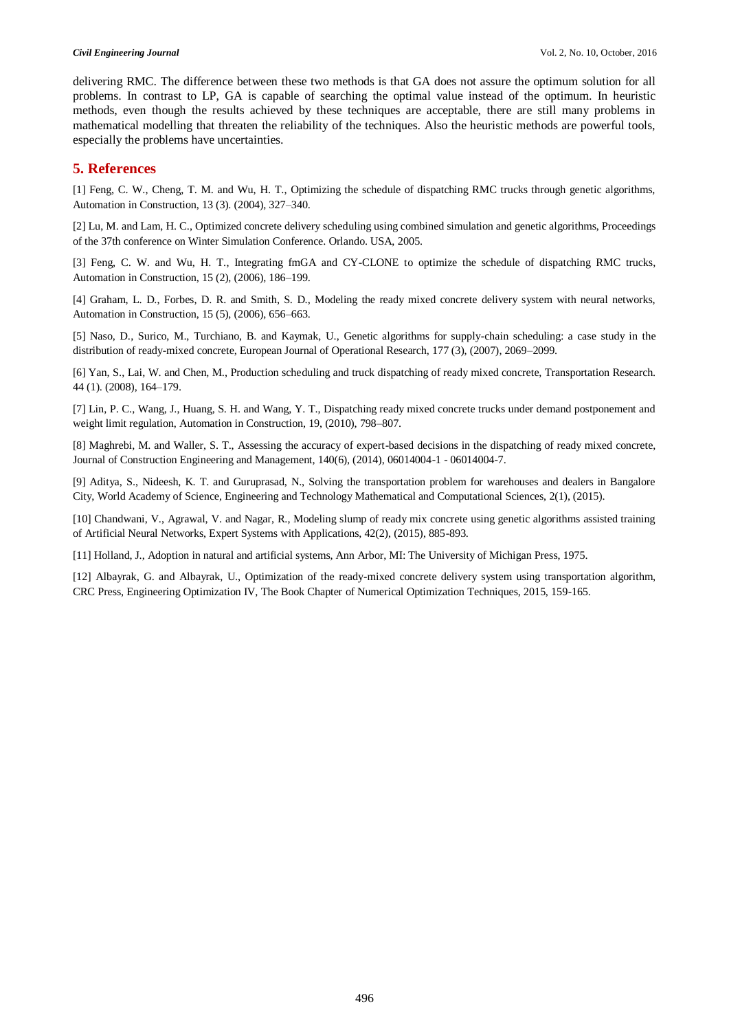delivering RMC. The difference between these two methods is that GA does not assure the optimum solution for all problems. In contrast to LP, GA is capable of searching the optimal value instead of the optimum. In heuristic methods, even though the results achieved by these techniques are acceptable, there are still many problems in mathematical modelling that threaten the reliability of the techniques. Also the heuristic methods are powerful tools, especially the problems have uncertainties.

## 5. References

[1] Feng, C. W., Cheng, T. M. and Wu, H. T., Optimizing the schedule of dispatching RMC trucks through genetic algorithms, Automation in Construction, 13 (3). (2004), 327–340.

[2] Lu, M. and Lam, H. C., Optimized concrete delivery scheduling using combined simulation and genetic algorithms, Proceedings of the 37th conference on Winter Simulation Conference. Orlando. USA, 2005.

[3] Feng, C. W. and Wu, H. T., Integrating fmGA and CY-CLONE to optimize the schedule of dispatching RMC trucks, Automation in Construction, 15 (2), (2006), 186–199.

[4] Graham, L. D., Forbes, D. R. and Smith, S. D., Modeling the ready mixed concrete delivery system with neural networks, Automation in Construction, 15 (5), (2006), 656–663.

[5] Naso, D., Surico, M., Turchiano, B. and Kaymak, U., Genetic algorithms for supply-chain scheduling: a case study in the distribution of ready-mixed concrete, European Journal of Operational Research, 177 (3), (2007), 2069–2099.

[6] Yan, S., Lai, W. and Chen, M., Production scheduling and truck dispatching of ready mixed concrete, Transportation Research. 44 (1). (2008), 164–179.

[7] Lin, P. C., Wang, J., Huang, S. H. and Wang, Y. T., Dispatching ready mixed concrete trucks under demand postponement and weight limit regulation, Automation in Construction, 19, (2010), 798–807.

[8] Maghrebi, M. and Waller, S. T., Assessing the accuracy of expert-based decisions in the dispatching of ready mixed concrete, Journal of Construction Engineering and Management, 140(6), (2014), 06014004-1 - 06014004-7.

[9] Aditya, S., Nideesh, K. T. and Guruprasad, N., Solving the transportation problem for warehouses and dealers in Bangalore City, World Academy of Science, Engineering and Technology Mathematical and Computational Sciences, 2(1), (2015).

[10] Chandwani, V., Agrawal, V. and Nagar, R., Modeling slump of ready mix concrete using genetic algorithms assisted training of Artificial Neural Networks, Expert Systems with Applications, 42(2), (2015), 885-893.

[11] Holland, J., Adoption in natural and artificial systems, Ann Arbor, MI: The University of Michigan Press, 1975.

[12] Albayrak, G. and Albayrak, U., Optimization of the ready-mixed concrete delivery system using transportation algorithm, CRC Press, Engineering Optimization IV, The Book Chapter of Numerical Optimization Techniques, 2015, 159-165.